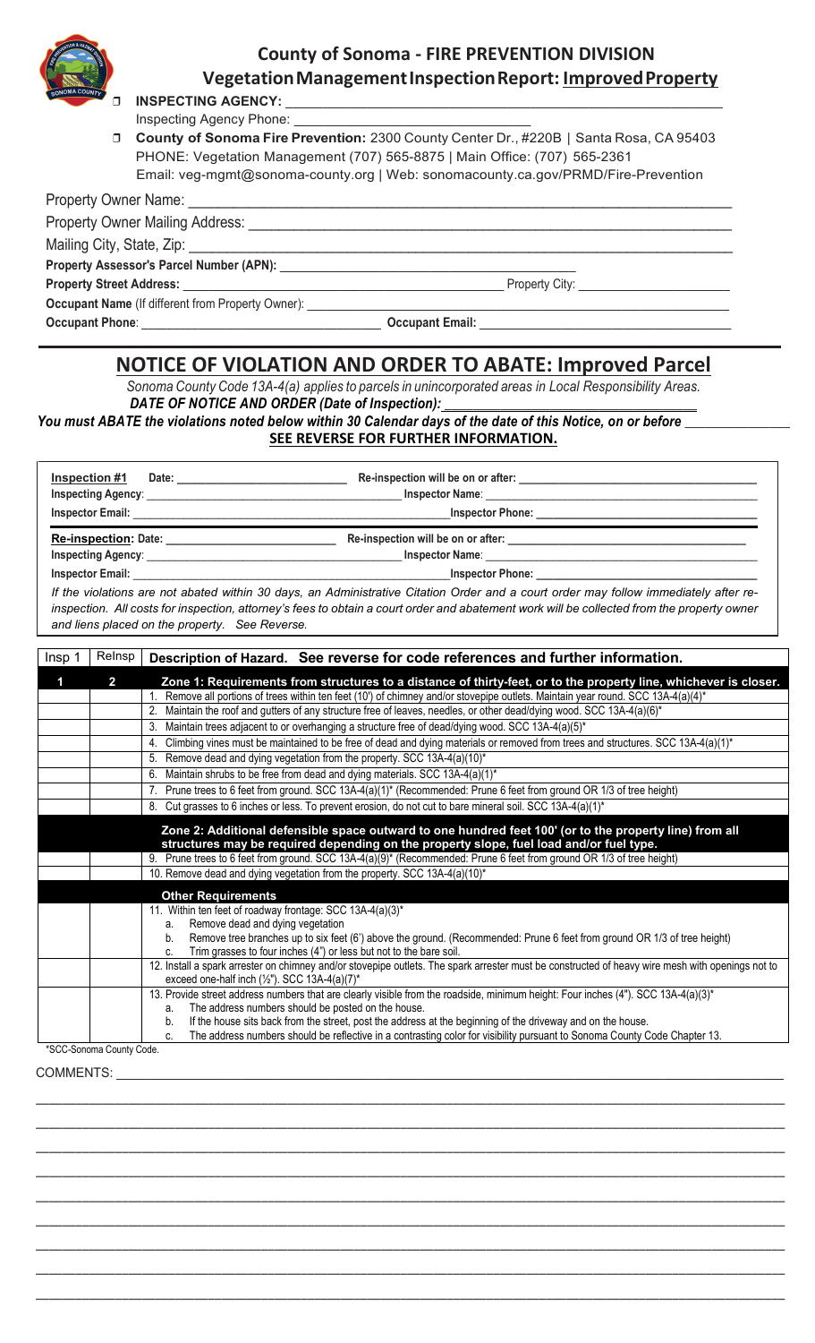# County of Sonoma - FIRE PREVENTION DIVISION

## Vegetation Management Inspection Report: Improved Property

☐ **INSPECTING AGENCY:** ______________________________

Inspecting Agency Phone: ______________________________

☐ **County of Sonoma Fire Prevention:** 2300 County Center Dr., #220B | Santa Rosa, CA 95403
PHONE: Vegetation Management (707) 565-8875 | Main Office: (707) 565-2361
Email: veg-mgmt@sonoma-county.org | Web: sonomacounty.ca.gov/PRMD/Fire-Prevention

Property Owner Name: ______________________________

Property Owner Mailing Address: ______________________________

Mailing City, State, Zip: ______________________________

**Property Assessor's Parcel Number (APN):** ______________________________

**Property Street Address:** ______________________________ Property City: ______________________________

**Occupant Name** (If different from Property Owner): ______________________________

**Occupant Phone**: ______________________________ **Occupant Email:** ______________________________

## NOTICE OF VIOLATION AND ORDER TO ABATE: Improved Parcel

*Sonoma County Code 13A-4(a) applies to parcels in unincorporated areas in Local Responsibility Areas.*

***DATE OF NOTICE AND ORDER (Date of Inspection):*** ______________________________

***You must ABATE the violations noted below within 30 Calendar days of the date of this Notice, on or before*** ______________________________

**SEE REVERSE FOR FURTHER INFORMATION.**

**Inspection #1** Date: ______________________________ Re-inspection will be on or after: ______________________________

**Inspecting Agency**: ______________________________ **Inspector Name**: ______________________________

**Inspector Email:** ______________________________ **Inspector Phone:** ______________________________

**Re-inspection:** Date: ______________________________ Re-inspection will be on or after: ______________________________

**Inspecting Agency**: ______________________________ **Inspector Name**: ______________________________

**Inspector Email:** ______________________________ **Inspector Phone:** ______________________________

*If the violations are not abated within 30 days, an Administrative Citation Order and a court order may follow immediately after re-inspection. All costs for inspection, attorney's fees to obtain a court order and abatement work will be collected from the property owner and liens placed on the property. See Reverse.*

| Insp 1 | ReInsp | Description of Hazard. See reverse for code references and further information. |
|---|---|---|
| **1** | **2** | **Zone 1: Requirements from structures to a distance of thirty-feet, or to the property line, whichever is closer.** |
| | | 1. Remove all portions of trees within ten feet (10') of chimney and/or stovepipe outlets. Maintain year round. SCC 13A-4(a)(4)* |
| | | 2. Maintain the roof and gutters of any structure free of leaves, needles, or other dead/dying wood. SCC 13A-4(a)(6)* |
| | | 3. Maintain trees adjacent to or overhanging a structure free of dead/dying wood. SCC 13A-4(a)(5)* |
| | | 4. Climbing vines must be maintained to be free of dead and dying materials or removed from trees and structures. SCC 13A-4(a)(1)* |
| | | 5. Remove dead and dying vegetation from the property. SCC 13A-4(a)(10)* |
| | | 6. Maintain shrubs to be free from dead and dying materials. SCC 13A-4(a)(1)* |
| | | 7. Prune trees to 6 feet from ground. SCC 13A-4(a)(1)* (Recommended: Prune 6 feet from ground OR 1/3 of tree height) |
| | | 8. Cut grasses to 6 inches or less. To prevent erosion, do not cut to bare mineral soil. SCC 13A-4(a)(1)* |
| | | **Zone 2: Additional defensible space outward to one hundred feet 100' (or to the property line) from all structures may be required depending on the property slope, fuel load and/or fuel type.** |
| | | 9. Prune trees to 6 feet from ground. SCC 13A-4(a)(9)* (Recommended: Prune 6 feet from ground OR 1/3 of tree height) |
| | | 10. Remove dead and dying vegetation from the property. SCC 13A-4(a)(10)* |
| | | **Other Requirements** |
| | | 11. Within ten feet of roadway frontage: SCC 13A-4(a)(3)* a. Remove dead and dying vegetation b. Remove tree branches up to six feet (6') above the ground. (Recommended: Prune 6 feet from ground OR 1/3 of tree height) c. Trim grasses to four inches (4") or less but not to the bare soil. |
| | | 12. Install a spark arrester on chimney and/or stovepipe outlets. The spark arrester must be constructed of heavy wire mesh with openings not to exceed one-half inch (½"). SCC 13A-4(a)(7)* |
| | | 13. Provide street address numbers that are clearly visible from the roadside, minimum height: Four inches (4"). SCC 13A-4(a)(3)* a. The address numbers should be posted on the house. b. If the house sits back from the street, post the address at the beginning of the driveway and on the house. c. The address numbers should be reflective in a contrasting color for visibility pursuant to Sonoma County Code Chapter 13. |

*SCC-Sonoma County Code.

COMMENTS: ______________________________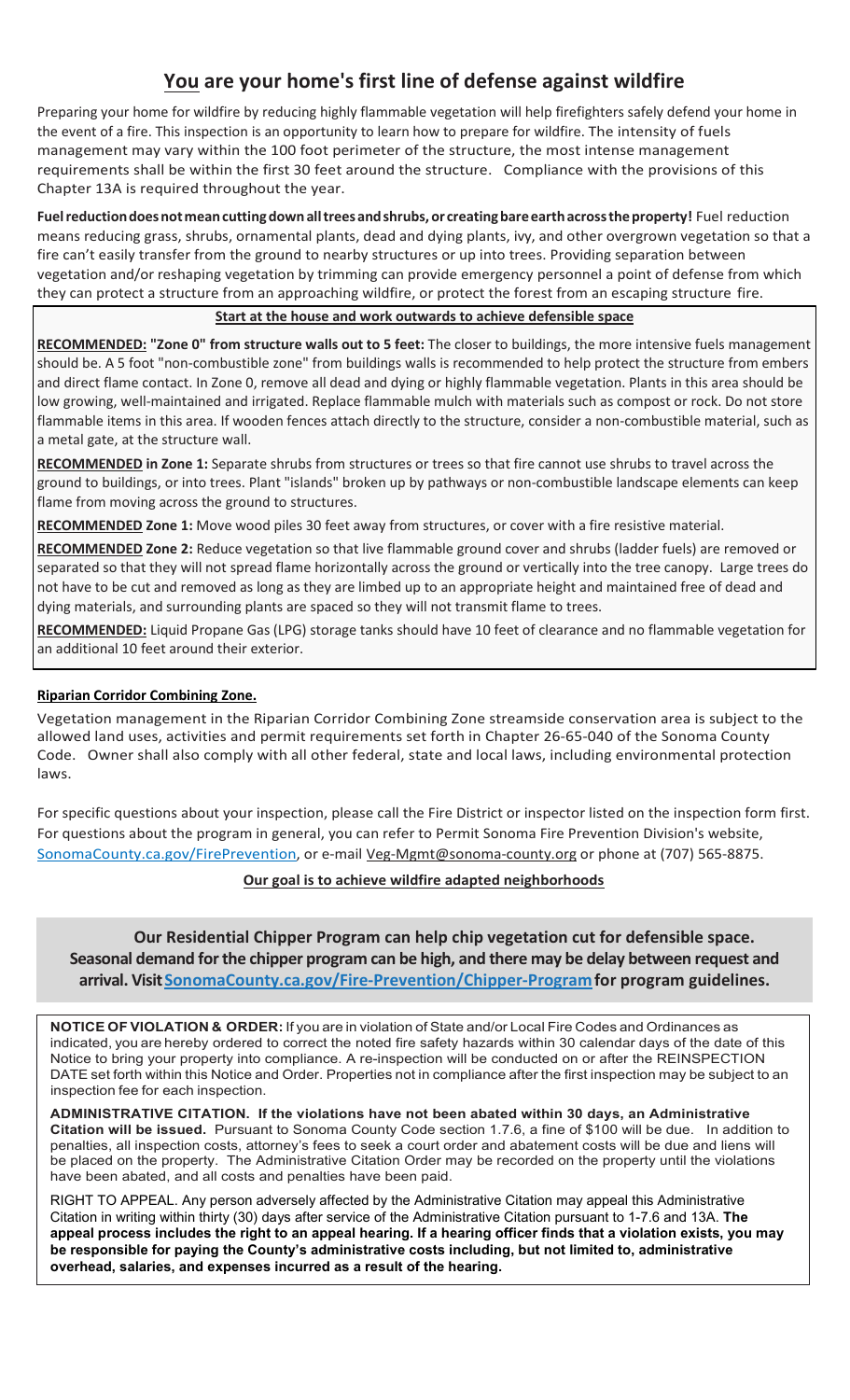# **You** are your home's first line of defense against wildfire

Preparing your home for wildfire by reducing highly flammable vegetation will help firefighters safely defend your home in the event of a fire. This inspection is an opportunity to learn how to prepare for wildfire. The intensity of fuels management may vary within the 100 foot perimeter of the structure, the most intense management requirements shall be within the first 30 feet around the structure. Compliance with the provisions of this Chapter 13A is required throughout the year.

**Fuel reduction does not mean cutting down all trees and shrubs, or creating bare earth across the property!** Fuel reduction means reducing grass, shrubs, ornamental plants, dead and dying plants, ivy, and other overgrown vegetation so that a fire can't easily transfer from the ground to nearby structures or up into trees. Providing separation between vegetation and/or reshaping vegetation by trimming can provide emergency personnel a point of defense from which they can protect a structure from an approaching wildfire, or protect the forest from an escaping structure fire.

**Start at the house and work outwards to achieve defensible space**

**RECOMMENDED: "Zone 0" from structure walls out to 5 feet:** The closer to buildings, the more intensive fuels management should be. A 5 foot "non-combustible zone" from buildings walls is recommended to help protect the structure from embers and direct flame contact. In Zone 0, remove all dead and dying or highly flammable vegetation. Plants in this area should be low growing, well-maintained and irrigated. Replace flammable mulch with materials such as compost or rock. Do not store flammable items in this area. If wooden fences attach directly to the structure, consider a non-combustible material, such as a metal gate, at the structure wall.

**RECOMMENDED in Zone 1:** Separate shrubs from structures or trees so that fire cannot use shrubs to travel across the ground to buildings, or into trees. Plant "islands" broken up by pathways or non-combustible landscape elements can keep flame from moving across the ground to structures.

**RECOMMENDED Zone 1:** Move wood piles 30 feet away from structures, or cover with a fire resistive material.

**RECOMMENDED Zone 2:** Reduce vegetation so that live flammable ground cover and shrubs (ladder fuels) are removed or separated so that they will not spread flame horizontally across the ground or vertically into the tree canopy. Large trees do not have to be cut and removed as long as they are limbed up to an appropriate height and maintained free of dead and dying materials, and surrounding plants are spaced so they will not transmit flame to trees.

**RECOMMENDED:** Liquid Propane Gas (LPG) storage tanks should have 10 feet of clearance and no flammable vegetation for an additional 10 feet around their exterior.

**Riparian Corridor Combining Zone.**

Vegetation management in the Riparian Corridor Combining Zone streamside conservation area is subject to the allowed land uses, activities and permit requirements set forth in Chapter 26-65-040 of the Sonoma County Code. Owner shall also comply with all other federal, state and local laws, including environmental protection laws.

For specific questions about your inspection, please call the Fire District or inspector listed on the inspection form first. For questions about the program in general, you can refer to Permit Sonoma Fire Prevention Division's website, SonomaCounty.ca.gov/FirePrevention, or e-mail Veg-Mgmt@sonoma-county.org or phone at (707) 565-8875.

**Our goal is to achieve wildfire adapted neighborhoods**

**Our Residential Chipper Program can help chip vegetation cut for defensible space. Seasonal demand for the chipper program can be high, and there may be delay between request and arrival. Visit SonomaCounty.ca.gov/Fire-Prevention/Chipper-Program for program guidelines.**

**NOTICE OF VIOLATION & ORDER:** If you are in violation of State and/or Local Fire Codes and Ordinances as indicated, you are hereby ordered to correct the noted fire safety hazards within 30 calendar days of the date of this Notice to bring your property into compliance. A re-inspection will be conducted on or after the REINSPECTION DATE set forth within this Notice and Order. Properties not in compliance after the first inspection may be subject to an inspection fee for each inspection.

**ADMINISTRATIVE CITATION. If the violations have not been abated within 30 days, an Administrative Citation will be issued.** Pursuant to Sonoma County Code section 1.7.6, a fine of $100 will be due. In addition to penalties, all inspection costs, attorney's fees to seek a court order and abatement costs will be due and liens will be placed on the property. The Administrative Citation Order may be recorded on the property until the violations have been abated, and all costs and penalties have been paid.

RIGHT TO APPEAL. Any person adversely affected by the Administrative Citation may appeal this Administrative Citation in writing within thirty (30) days after service of the Administrative Citation pursuant to 1-7.6 and 13A. **The appeal process includes the right to an appeal hearing. If a hearing officer finds that a violation exists, you may be responsible for paying the County's administrative costs including, but not limited to, administrative overhead, salaries, and expenses incurred as a result of the hearing.**